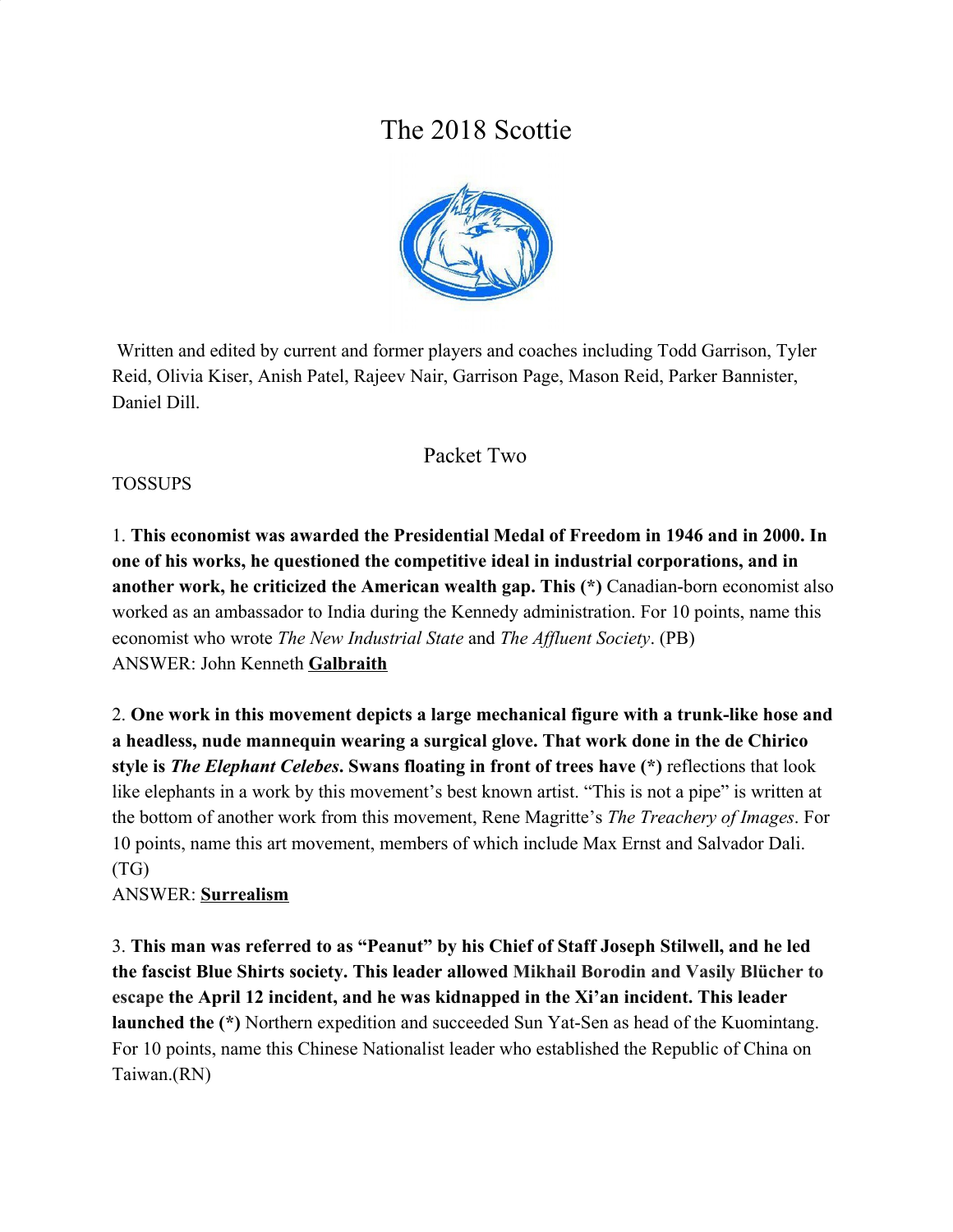# The 2018 Scottie

Written and edited by current and former players and coaches including Todd Garrison, Tyler Reid, Olivia Kiser, Anish Patel, Rajeev Nair, Garrison Page, Mason Reid, Parker Bannister, Daniel Dill.

## Packet Two

TOSSUPS

1. **This economist was awarded the Presidential Medal of Freedom in 1946 and in 2000. In one of his works, he questioned the competitive ideal in industrial corporations, and in another work, he criticized the American wealth gap. This (*)** Canadian-born economist also worked as an ambassador to India during the Kennedy administration. For 10 points, name this economist who wrote *The New Industrial State* and *The Affluent Society*. (PB)
ANSWER: John Kenneth **Galbraith**

2. **One work in this movement depicts a large mechanical figure with a trunk-like hose and a headless, nude mannequin wearing a surgical glove. That work done in the de Chirico style is *The Elephant Celebes*. Swans floating in front of trees have (*)** reflections that look like elephants in a work by this movement's best known artist. "This is not a pipe" is written at the bottom of another work from this movement, Rene Magritte's *The Treachery of Images*. For 10 points, name this art movement, members of which include Max Ernst and Salvador Dali. (TG)
ANSWER: **Surrealism**

3. **This man was referred to as "Peanut" by his Chief of Staff Joseph Stilwell, and he led the fascist Blue Shirts society. This leader allowed Mikhail Borodin and Vasily Blücher to escape the April 12 incident, and he was kidnapped in the Xi'an incident. This leader launched the (*)** Northern expedition and succeeded Sun Yat-Sen as head of the Kuomintang. For 10 points, name this Chinese Nationalist leader who established the Republic of China on Taiwan.(RN)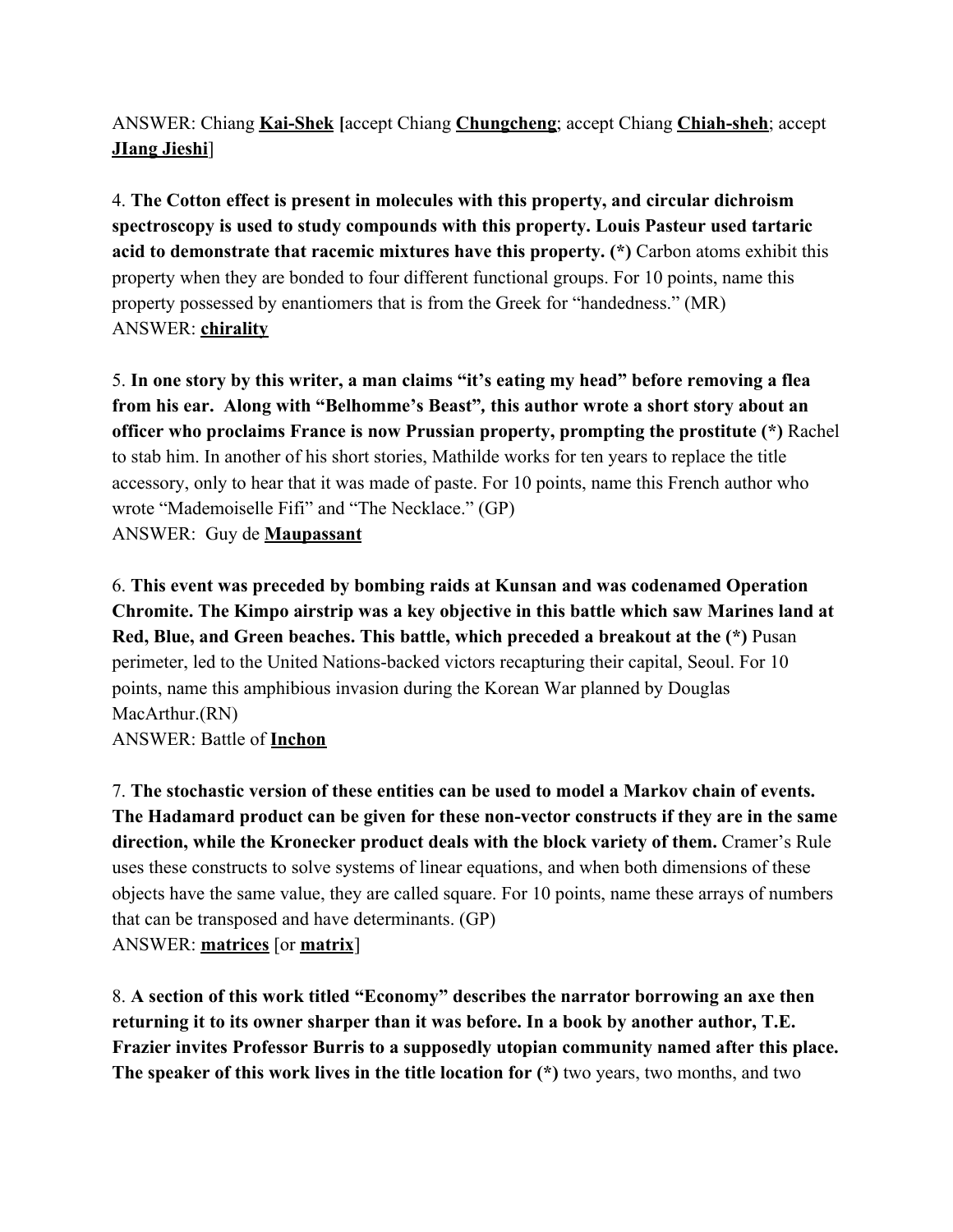ANSWER: Chiang **Kai-Shek** **[**accept Chiang **Chungcheng**; accept Chiang **Chiah-sheh**; accept **JIang Jieshi**]

4. **The Cotton effect is present in molecules with this property, and circular dichroism spectroscopy is used to study compounds with this property. Louis Pasteur used tartaric acid to demonstrate that racemic mixtures have this property. (*)** Carbon atoms exhibit this property when they are bonded to four different functional groups. For 10 points, name this property possessed by enantiomers that is from the Greek for "handedness." (MR)
ANSWER: **chirality**

5. **In one story by this writer, a man claims "it's eating my head" before removing a flea from his ear. Along with "Belhomme's Beast", this author wrote a short story about an officer who proclaims France is now Prussian property, prompting the prostitute (*)** Rachel to stab him. In another of his short stories, Mathilde works for ten years to replace the title accessory, only to hear that it was made of paste. For 10 points, name this French author who wrote "Mademoiselle Fifi" and "The Necklace." (GP)
ANSWER: Guy de **Maupassant**

6. **This event was preceded by bombing raids at Kunsan and was codenamed Operation Chromite. The Kimpo airstrip was a key objective in this battle which saw Marines land at Red, Blue, and Green beaches. This battle, which preceded a breakout at the (*)** Pusan perimeter, led to the United Nations-backed victors recapturing their capital, Seoul. For 10 points, name this amphibious invasion during the Korean War planned by Douglas MacArthur.(RN)
ANSWER: Battle of **Inchon**

7. **The stochastic version of these entities can be used to model a Markov chain of events. The Hadamard product can be given for these non-vector constructs if they are in the same direction, while the Kronecker product deals with the block variety of them.** Cramer's Rule uses these constructs to solve systems of linear equations, and when both dimensions of these objects have the same value, they are called square. For 10 points, name these arrays of numbers that can be transposed and have determinants. (GP)
ANSWER: **matrices** [or **matrix**]

8. **A section of this work titled "Economy" describes the narrator borrowing an axe then returning it to its owner sharper than it was before. In a book by another author, T.E. Frazier invites Professor Burris to a supposedly utopian community named after this place. The speaker of this work lives in the title location for (*)** two years, two months, and two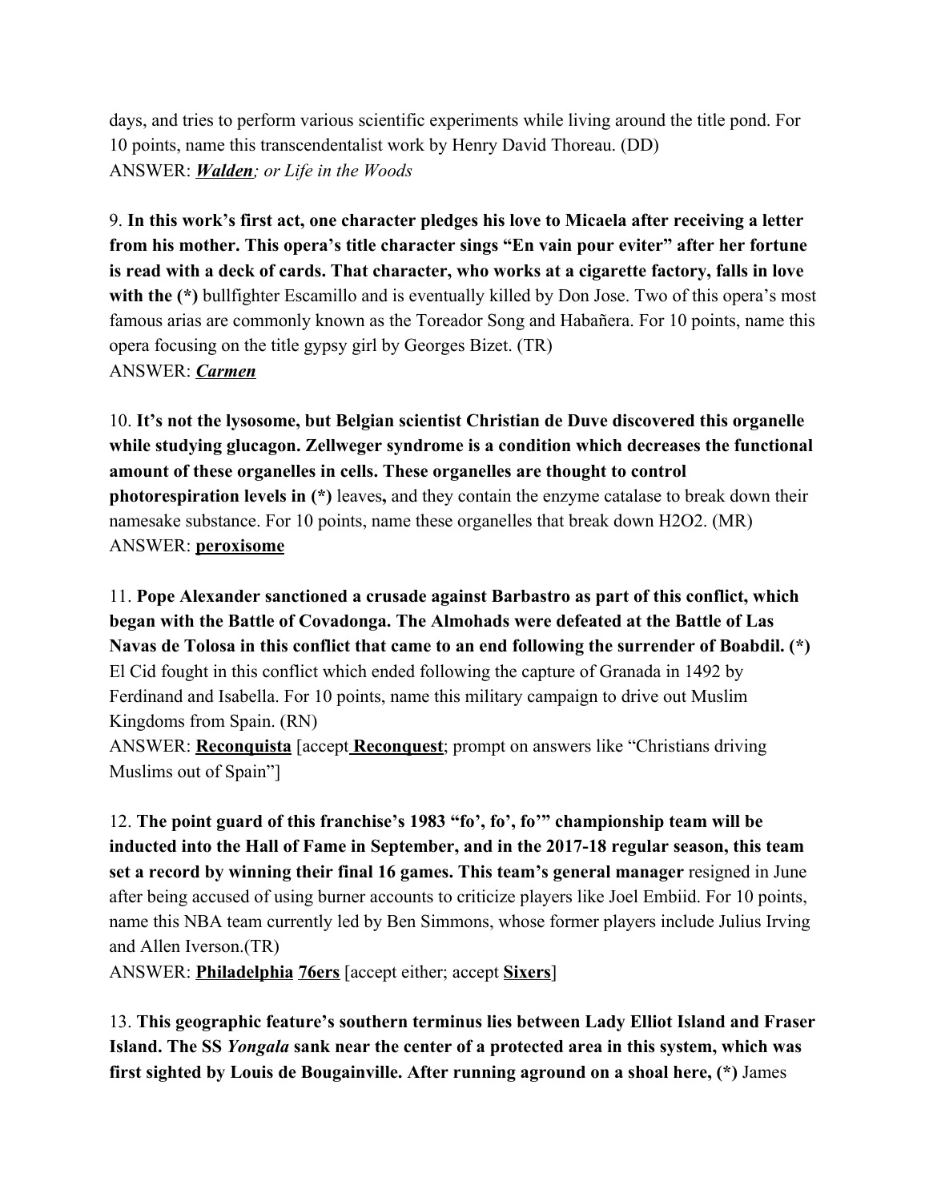days, and tries to perform various scientific experiments while living around the title pond. For 10 points, name this transcendentalist work by Henry David Thoreau. (DD)
ANSWER: ***Walden****; or Life in the Woods*

9. **In this work's first act, one character pledges his love to Micaela after receiving a letter from his mother. This opera's title character sings "En vain pour eviter" after her fortune is read with a deck of cards. That character, who works at a cigarette factory, falls in love with the (*)** bullfighter Escamillo and is eventually killed by Don Jose. Two of this opera's most famous arias are commonly known as the Toreador Song and Habañera. For 10 points, name this opera focusing on the title gypsy girl by Georges Bizet. (TR)
ANSWER: ***Carmen***

10. **It's not the lysosome, but Belgian scientist Christian de Duve discovered this organelle while studying glucagon. Zellweger syndrome is a condition which decreases the functional amount of these organelles in cells. These organelles are thought to control photorespiration levels in (*)** leaves**,** and they contain the enzyme catalase to break down their namesake substance. For 10 points, name these organelles that break down H2O2. (MR)
ANSWER: **peroxisome**

11. **Pope Alexander sanctioned a crusade against Barbastro as part of this conflict, which began with the Battle of Covadonga. The Almohads were defeated at the Battle of Las Navas de Tolosa in this conflict that came to an end following the surrender of Boabdil. (*)** El Cid fought in this conflict which ended following the capture of Granada in 1492 by Ferdinand and Isabella. For 10 points, name this military campaign to drive out Muslim Kingdoms from Spain. (RN)
ANSWER: **Reconquista** [accept **Reconquest**; prompt on answers like "Christians driving Muslims out of Spain"]

12. **The point guard of this franchise's 1983 "fo', fo', fo'" championship team will be inducted into the Hall of Fame in September, and in the 2017-18 regular season, this team set a record by winning their final 16 games. This team's general manager** resigned in June after being accused of using burner accounts to criticize players like Joel Embiid. For 10 points, name this NBA team currently led by Ben Simmons, whose former players include Julius Irving and Allen Iverson.(TR)
ANSWER: **Philadelphia** **76ers** [accept either; accept **Sixers**]

13. **This geographic feature's southern terminus lies between Lady Elliot Island and Fraser Island. The SS *Yongala* sank near the center of a protected area in this system, which was first sighted by Louis de Bougainville. After running aground on a shoal here, (*)** James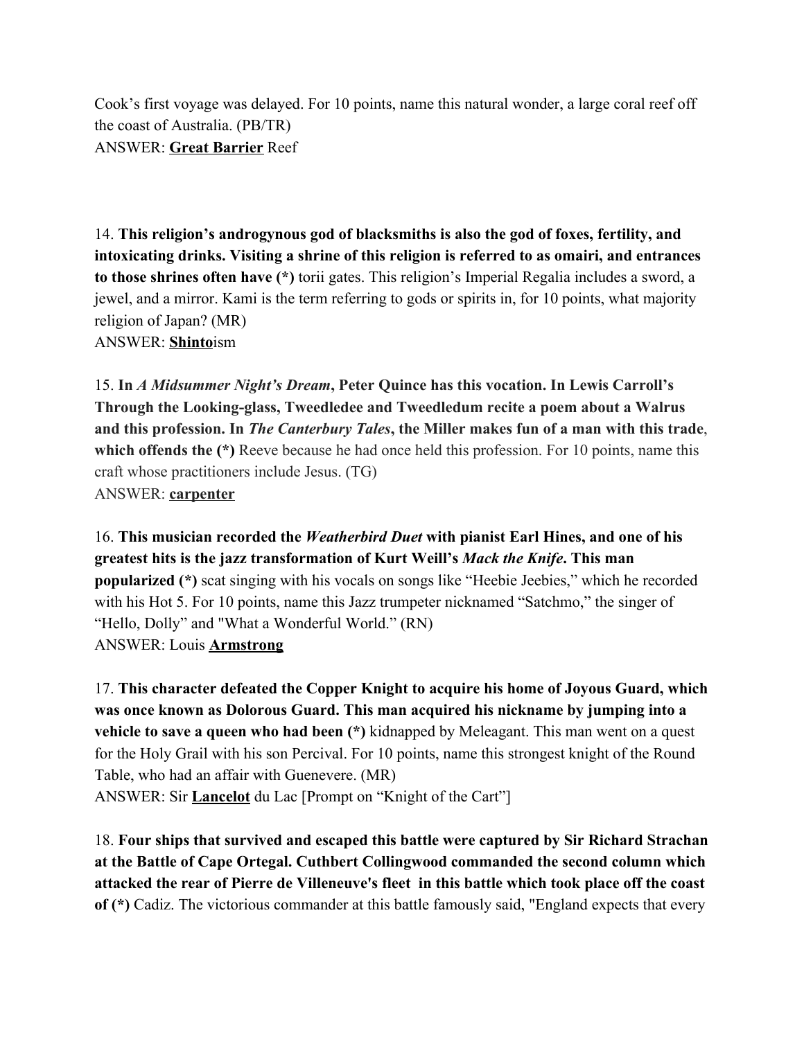Cook's first voyage was delayed. For 10 points, name this natural wonder, a large coral reef off the coast of Australia. (PB/TR)
ANSWER: **Great Barrier** Reef

14. **This religion's androgynous god of blacksmiths is also the god of foxes, fertility, and intoxicating drinks. Visiting a shrine of this religion is referred to as omairi, and entrances to those shrines often have (*)** torii gates. This religion's Imperial Regalia includes a sword, a jewel, and a mirror. Kami is the term referring to gods or spirits in, for 10 points, what majority religion of Japan? (MR)
ANSWER: **Shinto**ism

15. **In *A Midsummer Night's Dream*, Peter Quince has this vocation. In Lewis Carroll's Through the Looking-glass, Tweedledee and Tweedledum recite a poem about a Walrus and this profession. In *The Canterbury Tales*, the Miller makes fun of a man with this trade**, **which offends the (*)** Reeve because he had once held this profession. For 10 points, name this craft whose practitioners include Jesus. (TG)
ANSWER: **carpenter**

16. **This musician recorded the *Weatherbird Duet* with pianist Earl Hines, and one of his greatest hits is the jazz transformation of Kurt Weill's *Mack the Knife*. This man popularized (*)** scat singing with his vocals on songs like "Heebie Jeebies," which he recorded with his Hot 5. For 10 points, name this Jazz trumpeter nicknamed "Satchmo," the singer of "Hello, Dolly" and "What a Wonderful World." (RN)
ANSWER: Louis **Armstrong**

17. **This character defeated the Copper Knight to acquire his home of Joyous Guard, which was once known as Dolorous Guard. This man acquired his nickname by jumping into a vehicle to save a queen who had been (*)** kidnapped by Meleagant. This man went on a quest for the Holy Grail with his son Percival. For 10 points, name this strongest knight of the Round Table, who had an affair with Guenevere. (MR)
ANSWER: Sir **Lancelot** du Lac [Prompt on "Knight of the Cart"]

18. **Four ships that survived and escaped this battle were captured by Sir Richard Strachan at the Battle of Cape Ortegal. Cuthbert Collingwood commanded the second column which attacked the rear of Pierre de Villeneuve's fleet in this battle which took place off the coast of (*)** Cadiz. The victorious commander at this battle famously said, "England expects that every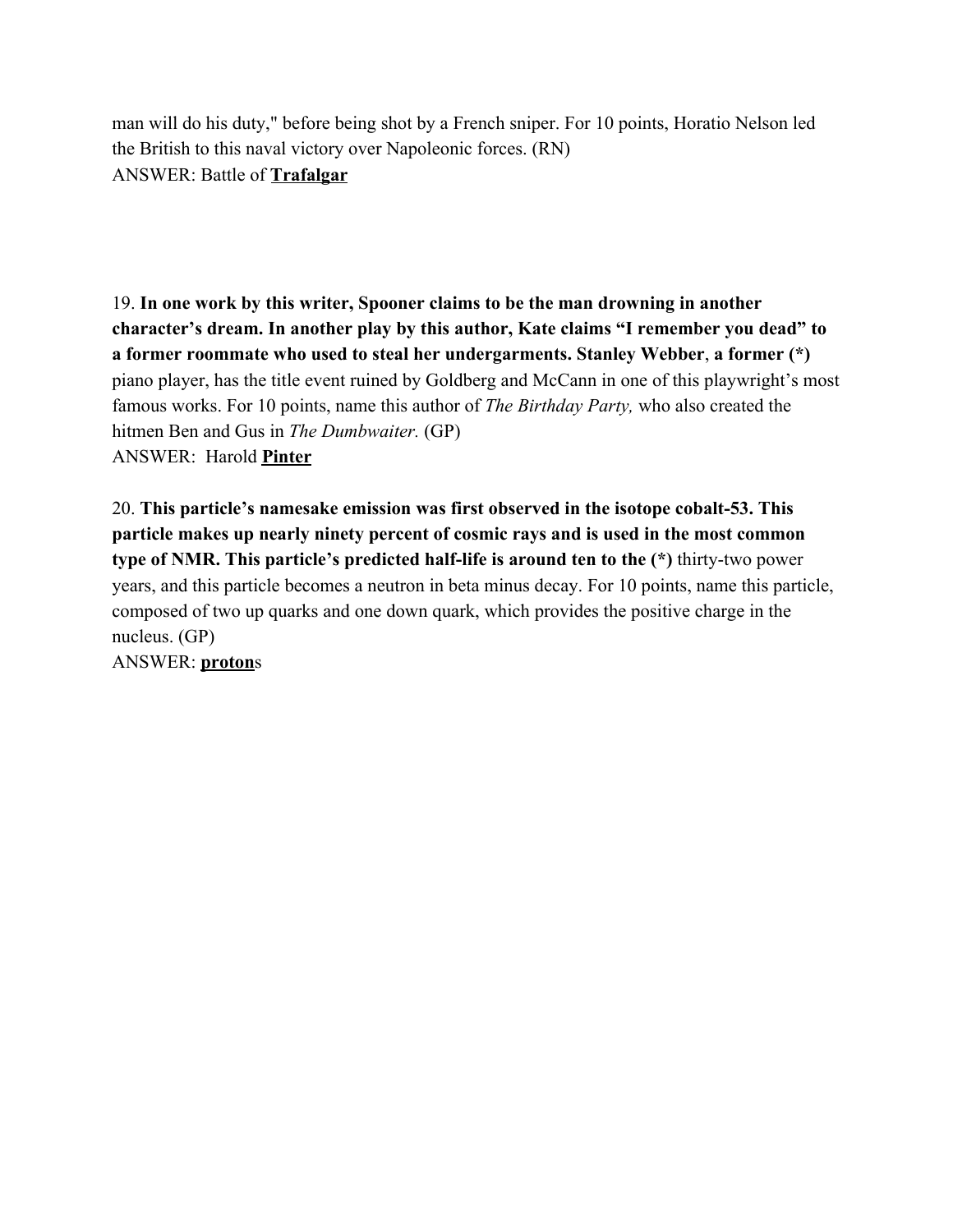man will do his duty," before being shot by a French sniper. For 10 points, Horatio Nelson led the British to this naval victory over Napoleonic forces. (RN)
ANSWER: Battle of **<u>Trafalgar</u>**

19. **In one work by this writer, Spooner claims to be the man drowning in another character's dream. In another play by this author, Kate claims "I remember you dead" to a former roommate who used to steal her undergarments. Stanley Webber, a former (*)** piano player, has the title event ruined by Goldberg and McCann in one of this playwright's most famous works. For 10 points, name this author of *The Birthday Party,* who also created the hitmen Ben and Gus in *The Dumbwaiter.* (GP)
ANSWER: Harold **<u>Pinter</u>**

20. **This particle's namesake emission was first observed in the isotope cobalt-53. This particle makes up nearly ninety percent of cosmic rays and is used in the most common type of NMR. This particle's predicted half-life is around ten to the (*)** thirty-two power years, and this particle becomes a neutron in beta minus decay. For 10 points, name this particle, composed of two up quarks and one down quark, which provides the positive charge in the nucleus. (GP)
ANSWER: **<u>proton</u>**s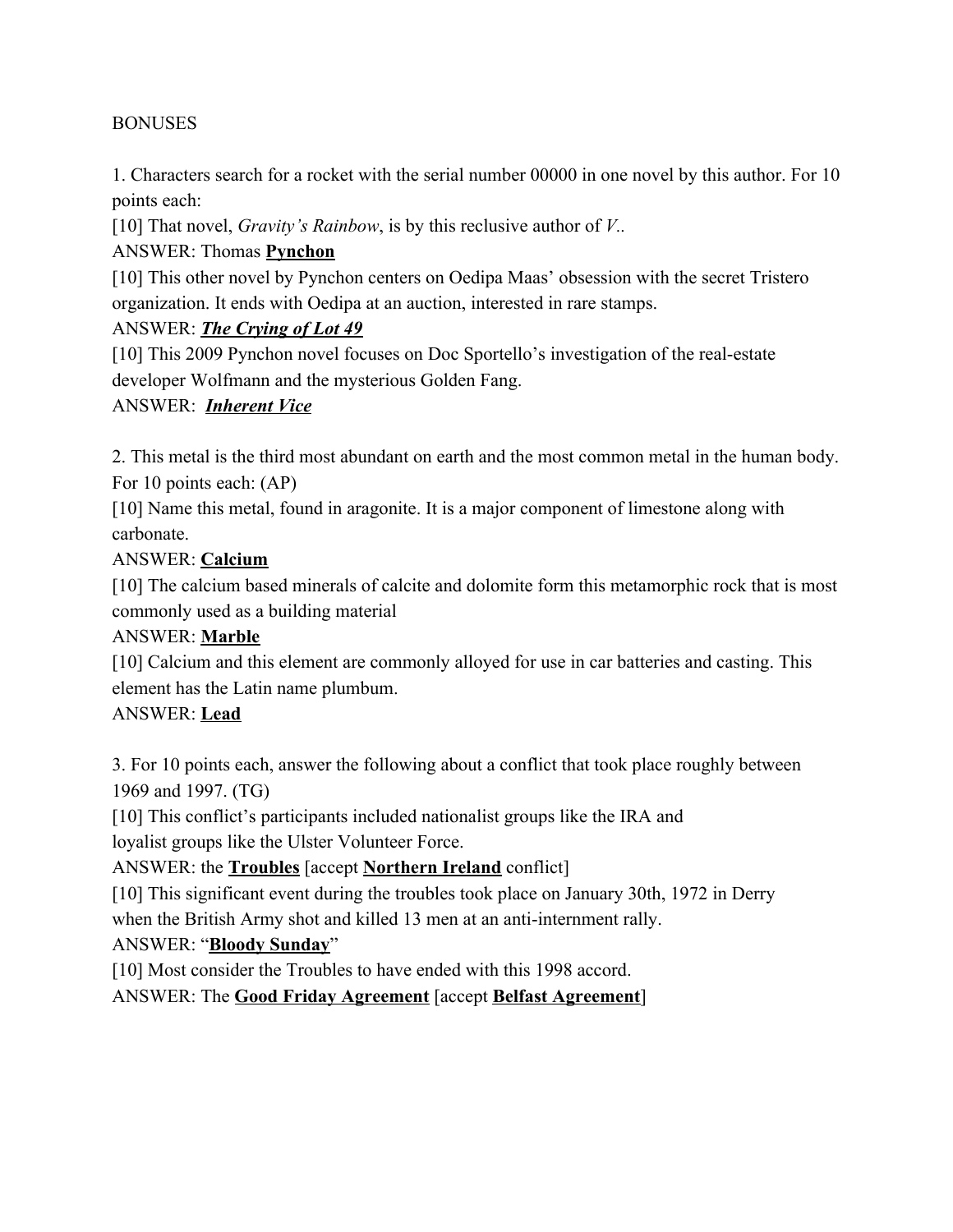BONUSES

1. Characters search for a rocket with the serial number 00000 in one novel by this author. For 10 points each:

[10] That novel, *Gravity's Rainbow*, is by this reclusive author of *V.*.

ANSWER: Thomas **Pynchon**

[10] This other novel by Pynchon centers on Oedipa Maas' obsession with the secret Tristero organization. It ends with Oedipa at an auction, interested in rare stamps.

ANSWER: ***The Crying of Lot 49***

[10] This 2009 Pynchon novel focuses on Doc Sportello's investigation of the real-estate developer Wolfmann and the mysterious Golden Fang.

ANSWER: ***Inherent Vice***

2. This metal is the third most abundant on earth and the most common metal in the human body. For 10 points each: (AP)

[10] Name this metal, found in aragonite. It is a major component of limestone along with carbonate.

ANSWER: **Calcium**

[10] The calcium based minerals of calcite and dolomite form this metamorphic rock that is most commonly used as a building material

ANSWER: **Marble**

[10] Calcium and this element are commonly alloyed for use in car batteries and casting. This element has the Latin name plumbum.

ANSWER: **Lead**

3. For 10 points each, answer the following about a conflict that took place roughly between 1969 and 1997. (TG)

[10] This conflict's participants included nationalist groups like the IRA and loyalist groups like the Ulster Volunteer Force.

ANSWER: the **Troubles** [accept **Northern Ireland** conflict]

[10] This significant event during the troubles took place on January 30th, 1972 in Derry when the British Army shot and killed 13 men at an anti-internment rally.

ANSWER: "**Bloody Sunday**"

[10] Most consider the Troubles to have ended with this 1998 accord.

ANSWER: The **Good Friday Agreement** [accept **Belfast Agreement**]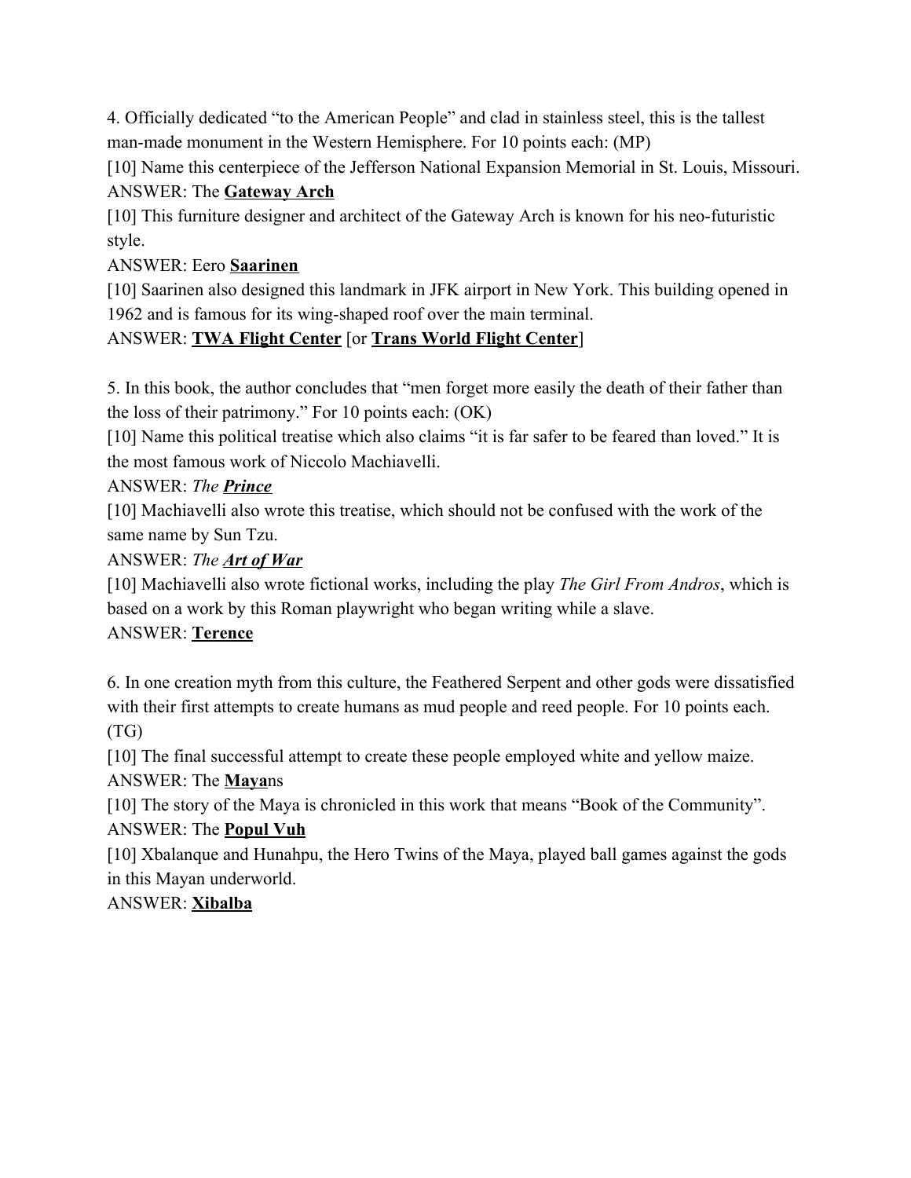4. Officially dedicated “to the American People” and clad in stainless steel, this is the tallest man-made monument in the Western Hemisphere. For 10 points each: (MP)

[10] Name this centerpiece of the Jefferson National Expansion Memorial in St. Louis, Missouri.

ANSWER: The **Gateway Arch**

[10] This furniture designer and architect of the Gateway Arch is known for his neo-futuristic style.

ANSWER: Eero **Saarinen**

[10] Saarinen also designed this landmark in JFK airport in New York. This building opened in 1962 and is famous for its wing-shaped roof over the main terminal.

ANSWER: **TWA Flight Center** [or **Trans World Flight Center**]

5. In this book, the author concludes that “men forget more easily the death of their father than the loss of their patrimony.” For 10 points each: (OK)

[10] Name this political treatise which also claims “it is far safer to be feared than loved.” It is the most famous work of Niccolo Machiavelli.

ANSWER: *The **Prince***

[10] Machiavelli also wrote this treatise, which should not be confused with the work of the same name by Sun Tzu.

ANSWER: *The **Art of War***

[10] Machiavelli also wrote fictional works, including the play *The Girl From Andros*, which is based on a work by this Roman playwright who began writing while a slave.

ANSWER: **Terence**

6. In one creation myth from this culture, the Feathered Serpent and other gods were dissatisfied with their first attempts to create humans as mud people and reed people. For 10 points each. (TG)

[10] The final successful attempt to create these people employed white and yellow maize.

ANSWER: The **Maya**ns

[10] The story of the Maya is chronicled in this work that means “Book of the Community”.

ANSWER: The **Popul Vuh**

[10] Xbalanque and Hunahpu, the Hero Twins of the Maya, played ball games against the gods in this Mayan underworld.

ANSWER: **Xibalba**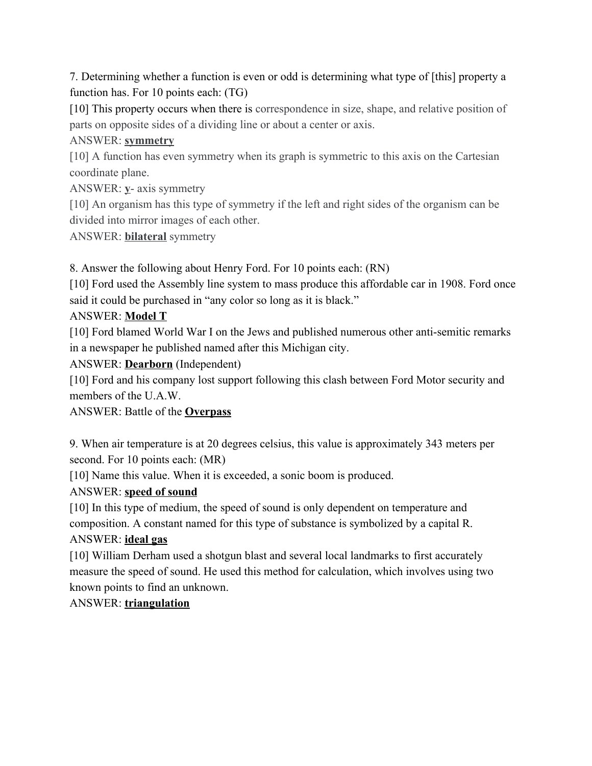7. Determining whether a function is even or odd is determining what type of [this] property a function has. For 10 points each: (TG)

[10] This property occurs when there is correspondence in size, shape, and relative position of parts on opposite sides of a dividing line or about a center or axis.

ANSWER: **<u>symmetry</u>**

[10] A function has even symmetry when its graph is symmetric to this axis on the Cartesian coordinate plane.

ANSWER: **<u>y</u>**- axis symmetry

[10] An organism has this type of symmetry if the left and right sides of the organism can be divided into mirror images of each other.

ANSWER: **<u>bilateral</u>** symmetry

8. Answer the following about Henry Ford. For 10 points each: (RN)

[10] Ford used the Assembly line system to mass produce this affordable car in 1908. Ford once said it could be purchased in "any color so long as it is black."

ANSWER: **<u>Model T</u>**

[10] Ford blamed World War I on the Jews and published numerous other anti-semitic remarks in a newspaper he published named after this Michigan city.

ANSWER: **<u>Dearborn</u>** (Independent)

[10] Ford and his company lost support following this clash between Ford Motor security and members of the U.A.W.

ANSWER: Battle of the **<u>Overpass</u>**

9. When air temperature is at 20 degrees celsius, this value is approximately 343 meters per second. For 10 points each: (MR)

[10] Name this value. When it is exceeded, a sonic boom is produced.

ANSWER: **<u>speed of sound</u>**

[10] In this type of medium, the speed of sound is only dependent on temperature and composition. A constant named for this type of substance is symbolized by a capital R.

ANSWER: **<u>ideal gas</u>**

[10] William Derham used a shotgun blast and several local landmarks to first accurately measure the speed of sound. He used this method for calculation, which involves using two known points to find an unknown.

ANSWER: **<u>triangulation</u>**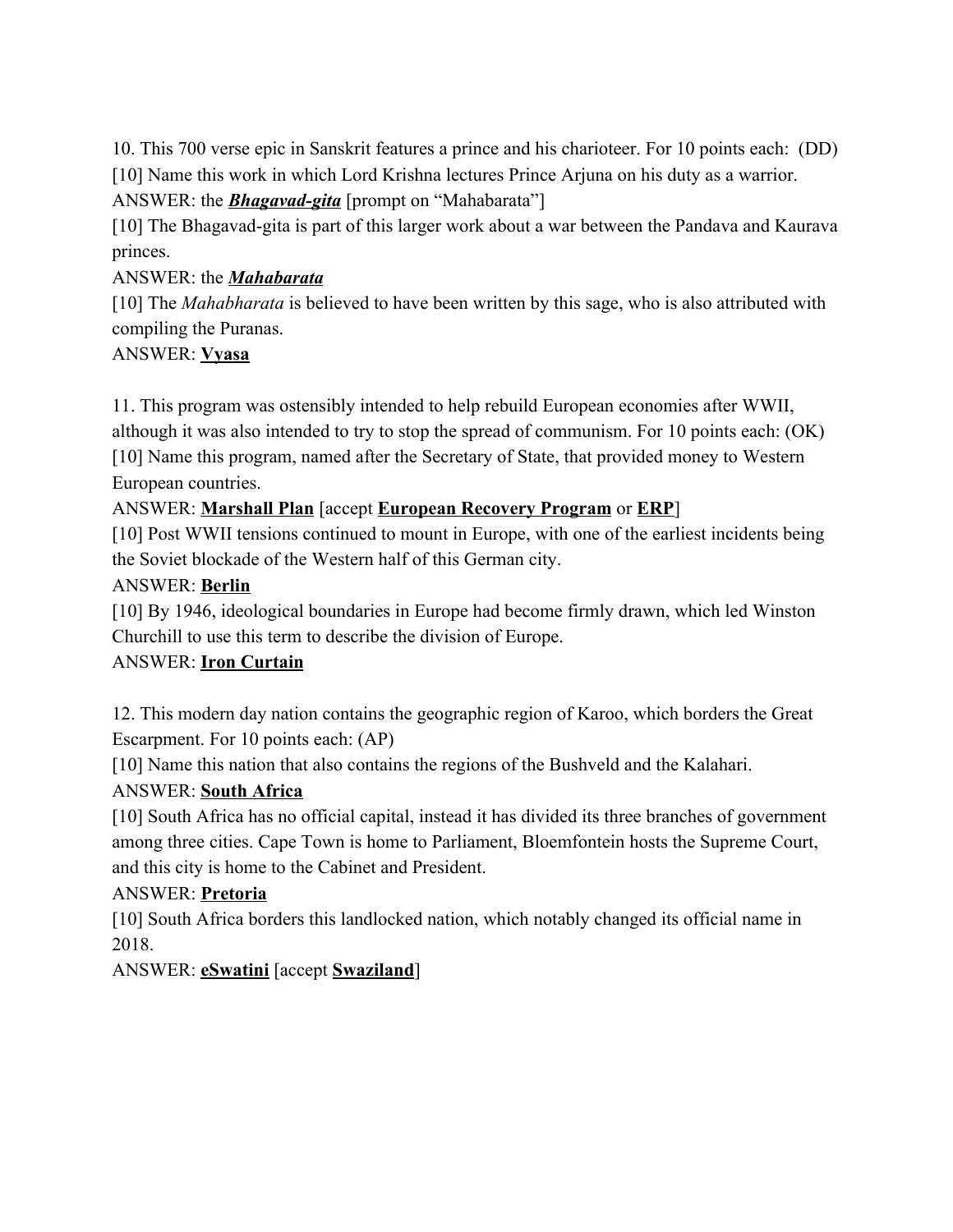10. This 700 verse epic in Sanskrit features a prince and his charioteer. For 10 points each: (DD)

[10] Name this work in which Lord Krishna lectures Prince Arjuna on his duty as a warrior.

ANSWER: the ***Bhagavad-gita*** [prompt on "Mahabarata"]

[10] The Bhagavad-gita is part of this larger work about a war between the Pandava and Kaurava princes.

ANSWER: the ***Mahabarata***

[10] The *Mahabharata* is believed to have been written by this sage, who is also attributed with compiling the Puranas.

ANSWER: **Vyasa**

11. This program was ostensibly intended to help rebuild European economies after WWII, although it was also intended to try to stop the spread of communism. For 10 points each: (OK)

[10] Name this program, named after the Secretary of State, that provided money to Western European countries.

ANSWER: **Marshall Plan** [accept **European Recovery Program** or **ERP**]

[10] Post WWII tensions continued to mount in Europe, with one of the earliest incidents being the Soviet blockade of the Western half of this German city.

ANSWER: **Berlin**

[10] By 1946, ideological boundaries in Europe had become firmly drawn, which led Winston Churchill to use this term to describe the division of Europe.

ANSWER: **Iron Curtain**

12. This modern day nation contains the geographic region of Karoo, which borders the Great Escarpment. For 10 points each: (AP)

[10] Name this nation that also contains the regions of the Bushveld and the Kalahari.

ANSWER: **South Africa**

[10] South Africa has no official capital, instead it has divided its three branches of government among three cities. Cape Town is home to Parliament, Bloemfontein hosts the Supreme Court, and this city is home to the Cabinet and President.

ANSWER: **Pretoria**

[10] South Africa borders this landlocked nation, which notably changed its official name in 2018.

ANSWER: **eSwatini** [accept **Swaziland**]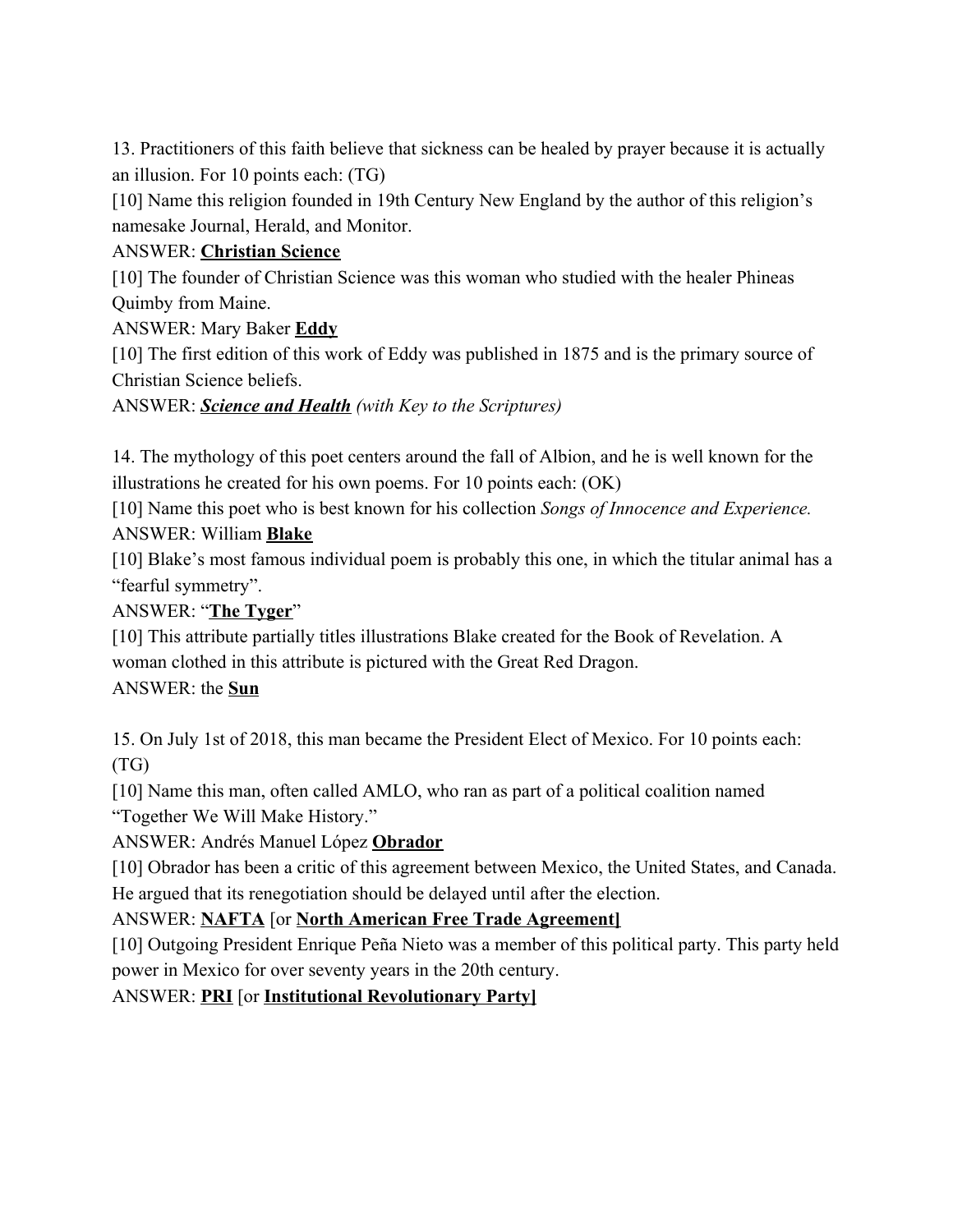13. Practitioners of this faith believe that sickness can be healed by prayer because it is actually an illusion. For 10 points each: (TG)

[10] Name this religion founded in 19th Century New England by the author of this religion's namesake Journal, Herald, and Monitor.

ANSWER: **<u>Christian Science</u>**

[10] The founder of Christian Science was this woman who studied with the healer Phineas Quimby from Maine.

ANSWER: Mary Baker **<u>Eddy</u>**

[10] The first edition of this work of Eddy was published in 1875 and is the primary source of Christian Science beliefs.

ANSWER: ***<u>Science and Health</u>*** *(with Key to the Scriptures)*

14. The mythology of this poet centers around the fall of Albion, and he is well known for the illustrations he created for his own poems. For 10 points each: (OK)

[10] Name this poet who is best known for his collection *Songs of Innocence and Experience.*

ANSWER: William **<u>Blake</u>**

[10] Blake's most famous individual poem is probably this one, in which the titular animal has a "fearful symmetry".

ANSWER: "**<u>The Tyger</u>**"

[10] This attribute partially titles illustrations Blake created for the Book of Revelation. A woman clothed in this attribute is pictured with the Great Red Dragon.

ANSWER: the **<u>Sun</u>**

15. On July 1st of 2018, this man became the President Elect of Mexico. For 10 points each: (TG)

[10] Name this man, often called AMLO, who ran as part of a political coalition named "Together We Will Make History."

ANSWER: Andrés Manuel López **<u>Obrador</u>**

[10] Obrador has been a critic of this agreement between Mexico, the United States, and Canada. He argued that its renegotiation should be delayed until after the election.

ANSWER: **<u>NAFTA</u>** [or **<u>North American Free Trade Agreement]</u>**

[10] Outgoing President Enrique Peña Nieto was a member of this political party. This party held power in Mexico for over seventy years in the 20th century.

ANSWER: **<u>PRI</u>** [or **<u>Institutional Revolutionary Party]</u>**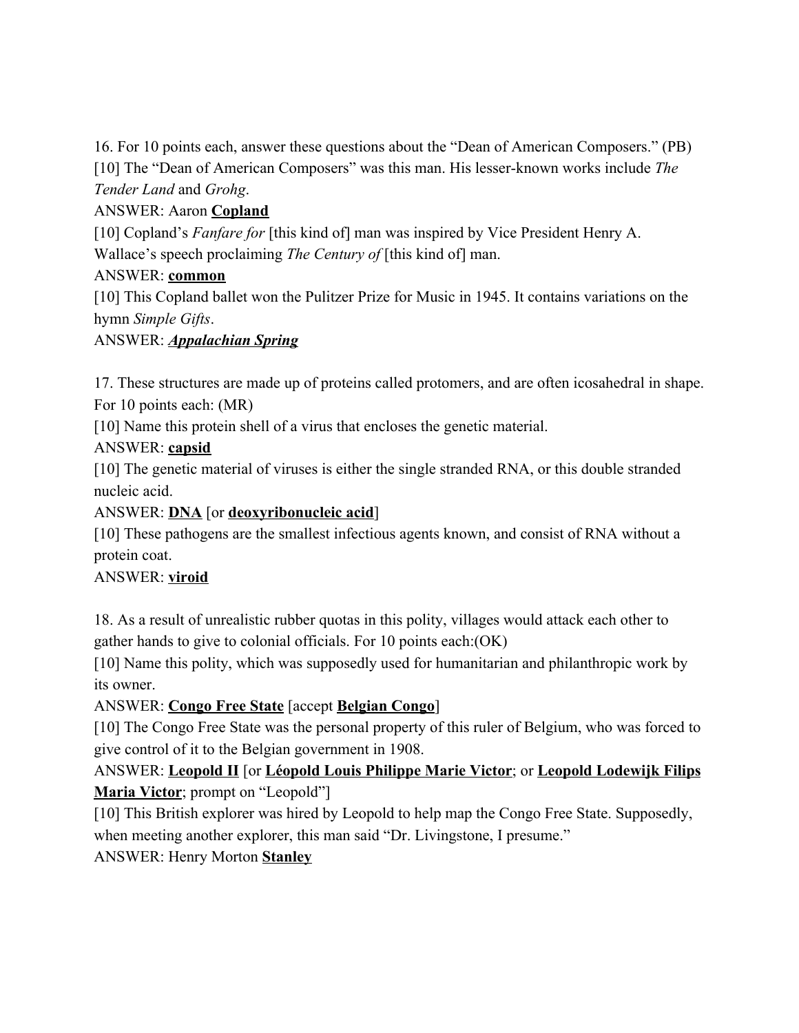16. For 10 points each, answer these questions about the "Dean of American Composers." (PB)

[10] The "Dean of American Composers" was this man. His lesser-known works include *The Tender Land* and *Grohg*.

ANSWER: Aaron **Copland**

[10] Copland's *Fanfare for* [this kind of] man was inspired by Vice President Henry A. Wallace's speech proclaiming *The Century of* [this kind of] man.

ANSWER: **common**

[10] This Copland ballet won the Pulitzer Prize for Music in 1945. It contains variations on the hymn *Simple Gifts*.

ANSWER: ***Appalachian Spring***

17. These structures are made up of proteins called protomers, and are often icosahedral in shape. For 10 points each: (MR)

[10] Name this protein shell of a virus that encloses the genetic material.

ANSWER: **capsid**

[10] The genetic material of viruses is either the single stranded RNA, or this double stranded nucleic acid.

ANSWER: **DNA** [or **deoxyribonucleic acid**]

[10] These pathogens are the smallest infectious agents known, and consist of RNA without a protein coat.

ANSWER: **viroid**

18. As a result of unrealistic rubber quotas in this polity, villages would attack each other to gather hands to give to colonial officials. For 10 points each:(OK)

[10] Name this polity, which was supposedly used for humanitarian and philanthropic work by its owner.

ANSWER: **Congo Free State** [accept **Belgian Congo**]

[10] The Congo Free State was the personal property of this ruler of Belgium, who was forced to give control of it to the Belgian government in 1908.

ANSWER: **Leopold II** [or **Léopold Louis Philippe Marie Victor**; or **Leopold Lodewijk Filips Maria Victor**; prompt on "Leopold"]

[10] This British explorer was hired by Leopold to help map the Congo Free State. Supposedly, when meeting another explorer, this man said "Dr. Livingstone, I presume."

ANSWER: Henry Morton **Stanley**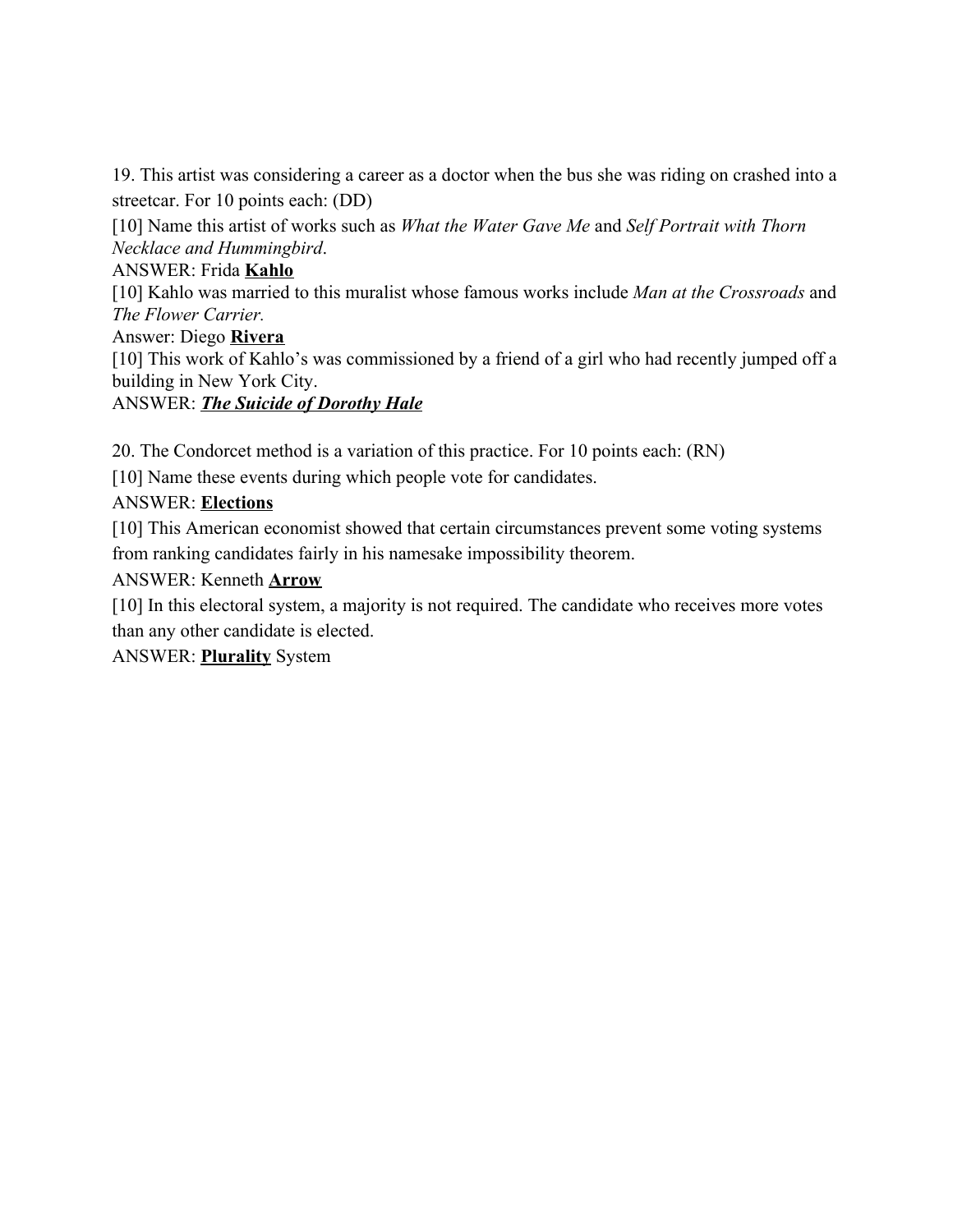19. This artist was considering a career as a doctor when the bus she was riding on crashed into a streetcar. For 10 points each: (DD)

[10] Name this artist of works such as *What the Water Gave Me* and *Self Portrait with Thorn Necklace and Hummingbird*.

ANSWER: Frida **Kahlo**

[10] Kahlo was married to this muralist whose famous works include *Man at the Crossroads* and *The Flower Carrier.*

Answer: Diego **Rivera**

[10] This work of Kahlo's was commissioned by a friend of a girl who had recently jumped off a building in New York City.

ANSWER: ***The Suicide of Dorothy Hale***

20. The Condorcet method is a variation of this practice. For 10 points each: (RN)

[10] Name these events during which people vote for candidates.

ANSWER: **Elections**

[10] This American economist showed that certain circumstances prevent some voting systems from ranking candidates fairly in his namesake impossibility theorem.

ANSWER: Kenneth **Arrow**

[10] In this electoral system, a majority is not required. The candidate who receives more votes than any other candidate is elected.

ANSWER: **Plurality** System